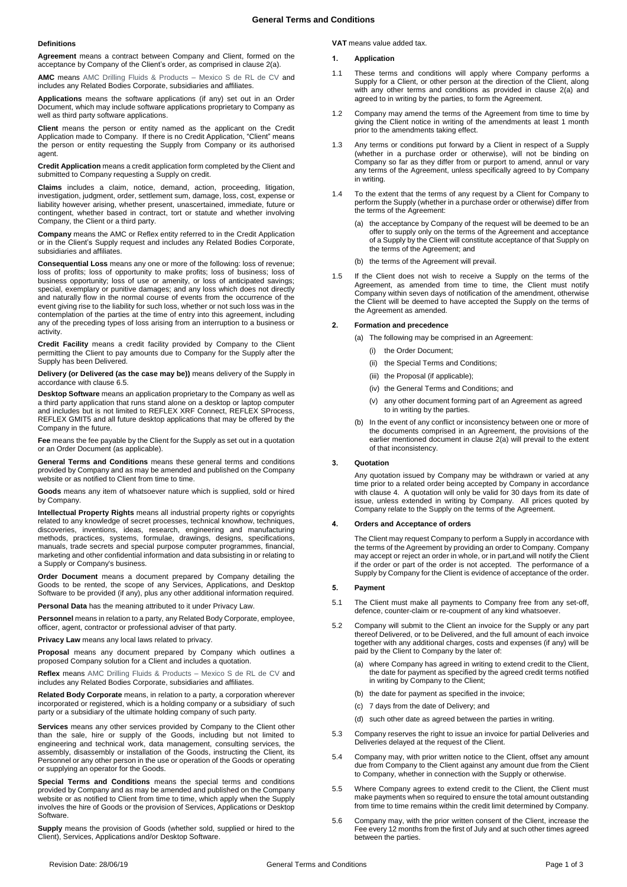# General Terms and Conditions

### Definitions

**Agreement** means a contract between Company and Client, formed on the acceptance by Company of the Client's order, as comprised in clause 2(a).

**AMC** means AMC Drilling Fluids & Products – Mexico S de RL de CV and includes any Related Bodies Corporate, subsidiaries and affiliates.

**Applications** means the software applications (if any) set out in an Order Document, which may include software applications proprietary to Company as well as third party software applications.

**Client** means the person or entity named as the applicant on the Credit Application made to Company. If there is no Credit Application, "Client" means the person or entity requesting the Supply from Company or its authorised agent.

**Credit Application** means a credit application form completed by the Client and submitted to Company requesting a Supply on credit.

**Claims** includes a claim, notice, demand, action, proceeding, litigation, investigation, judgment, order, settlement sum, damage, loss, cost, expense or liability however arising, whether present, unascertained, immediate, future or contingent, whether based in contract, tort or statute and whether involving Company, the Client or a third party.

**Company** means the AMC or Reflex entity referred to in the Credit Application or in the Client's Supply request and includes any Related Bodies Corporate, subsidiaries and affiliates.

**Consequential Loss** means any one or more of the following: loss of revenue; loss of profits; loss of opportunity to make profits; loss of business; loss of business opportunity; loss of use or amenity, or loss of anticipated savings; special, exemplary or punitive damages; and any loss which does not directly and naturally flow in the normal course of events from the occurrence of the event giving rise to the liability for such loss, whether or not such loss was in the contemplation of the parties at the time of entry into this agreement, including any of the preceding types of loss arising from an interruption to a business or activity.

**Credit Facility** means a credit facility provided by Company to the Client permitting the Client to pay amounts due to Company for the Supply after the Supply has been Delivered.

**Delivery (or Delivered (as the case may be))** means delivery of the Supply in accordance with clause 6.5.

**Desktop Software** means an application proprietary to the Company as well as a third party application that runs stand alone on a desktop or laptop computer and includes but is not limited to REFLEX XRF Connect, REFLEX SProcess, REFLEX GMIT5 and all future desktop applications that may be offered by the Company in the future.

**Fee** means the fee payable by the Client for the Supply as set out in a quotation or an Order Document (as applicable).

**General Terms and Conditions** means these general terms and conditions provided by Company and as may be amended and published on the Company website or as notified to Client from time to time.

**Goods** means any item of whatsoever nature which is supplied, sold or hired by Company.

**Intellectual Property Rights** means all industrial property rights or copyrights related to any knowledge of secret processes, technical knowhow, techniques, discoveries, inventions, ideas, research, engineering and manufacturing methods, practices, systems, formulae, drawings, designs, specifications, manuals, trade secrets and special purpose computer programmes, financial, marketing and other confidential information and data subsisting in or relating to a Supply or Company's business.

**Order Document** means a document prepared by Company detailing the Goods to be rented, the scope of any Services, Applications, and Desktop Software to be provided (if any), plus any other additional information required.

**Personal Data** has the meaning attributed to it under Privacy Law.

**Personnel** means in relation to a party, any Related Body Corporate, employee, officer, agent, contractor or professional adviser of that party.

**Privacy Law** means any local laws related to privacy.

**Proposal** means any document prepared by Company which outlines a proposed Company solution for a Client and includes a quotation.

**Reflex** means AMC Drilling Fluids & Products – Mexico S de RL de CV and includes any Related Bodies Corporate, subsidiaries and affiliates.

**Related Body Corporate** means, in relation to a party, a corporation wherever incorporated or registered, which is a holding company or a subsidiary of such party or a subsidiary of the ultimate holding company of such party.

**Services** means any other services provided by Company to the Client other than the sale, hire or supply of the Goods, including but not limited to engineering and technical work, data management, consulting services, the assembly, disassembly or installation of the Goods, instructing the Client, its Personnel or any other person in the use or operation of the Goods or operating or supplying an operator for the Goods.

**Special Terms and Conditions** means the special terms and conditions provided by Company and as may be amended and published on the Company website or as notified to Client from time to time, which apply when the Supply involves the hire of Goods or the provision of Services, Applications or Desktop Software.

**Supply** means the provision of Goods (whether sold, supplied or hired to the Client), Services, Applications and/or Desktop Software.

**VAT** means value added tax.

### 1. Application

1.1 These terms and conditions will apply where Company performs a Supply for a Client, or other person at the direction of the Client, along with any other terms and conditions as provided in clause 2(a) and agreed to in writing by the parties, to form the Agreement.

1.2 Company may amend the terms of the Agreement from time to time by giving the Client notice in writing of the amendments at least 1 month prior to the amendments taking effect.

1.3 Any terms or conditions put forward by a Client in respect of a Supply (whether in a purchase order or otherwise), will not be binding on Company so far as they differ from or purport to amend, annul or vary any terms of the Agreement, unless specifically agreed to by Company in writing.

1.4 To the extent that the terms of any request by a Client for Company to perform the Supply (whether in a purchase order or otherwise) differ from the terms of the Agreement:

(a) the acceptance by Company of the request will be deemed to be an offer to supply only on the terms of the Agreement and acceptance of a Supply by the Client will constitute acceptance of that Supply on the terms of the Agreement; and

(b) the terms of the Agreement will prevail.

1.5 If the Client does not wish to receive a Supply on the terms of the Agreement, as amended from time to time, the Client must notify Company within seven days of notification of the amendment, otherwise the Client will be deemed to have accepted the Supply on the terms of the Agreement as amended.

### 2. Formation and precedence

(a) The following may be comprised in an Agreement:

(i) the Order Document;

(ii) the Special Terms and Conditions;

(iii) the Proposal (if applicable);

(iv) the General Terms and Conditions; and

(v) any other document forming part of an Agreement as agreed to in writing by the parties.

(b) In the event of any conflict or inconsistency between one or more of the documents comprised in an Agreement, the provisions of the earlier mentioned document in clause 2(a) will prevail to the extent of that inconsistency.

### 3. Quotation

Any quotation issued by Company may be withdrawn or varied at any time prior to a related order being accepted by Company in accordance with clause 4. A quotation will only be valid for 30 days from its date of issue, unless extended in writing by Company. All prices quoted by Company relate to the Supply on the terms of the Agreement.

### 4. Orders and Acceptance of orders

The Client may request Company to perform a Supply in accordance with the terms of the Agreement by providing an order to Company. Company may accept or reject an order in whole, or in part,and will notify the Client if the order or part of the order is not accepted. The performance of a Supply by Company for the Client is evidence of acceptance of the order.

### 5. Payment

5.1 The Client must make all payments to Company free from any set-off, defence, counter-claim or re-coupment of any kind whatsoever.

5.2 Company will submit to the Client an invoice for the Supply or any part thereof Delivered, or to be Delivered, and the full amount of each invoice together with any additional charges, costs and expenses (if any) will be paid by the Client to Company by the later of:

(a) where Company has agreed in writing to extend credit to the Client, the date for payment as specified by the agreed credit terms notified in writing by Company to the Client;

(b) the date for payment as specified in the invoice;

(c) 7 days from the date of Delivery; and

(d) such other date as agreed between the parties in writing.

5.3 Company reserves the right to issue an invoice for partial Deliveries and Deliveries delayed at the request of the Client.

5.4 Company may, with prior written notice to the Client, offset any amount due from Company to the Client against any amount due from the Client to Company, whether in connection with the Supply or otherwise.

5.5 Where Company agrees to extend credit to the Client, the Client must make payments when so required to ensure the total amount outstanding from time to time remains within the credit limit determined by Company.

5.6 Company may, with the prior written consent of the Client, increase the Fee every 12 months from the first of July and at such other times agreed between the parties.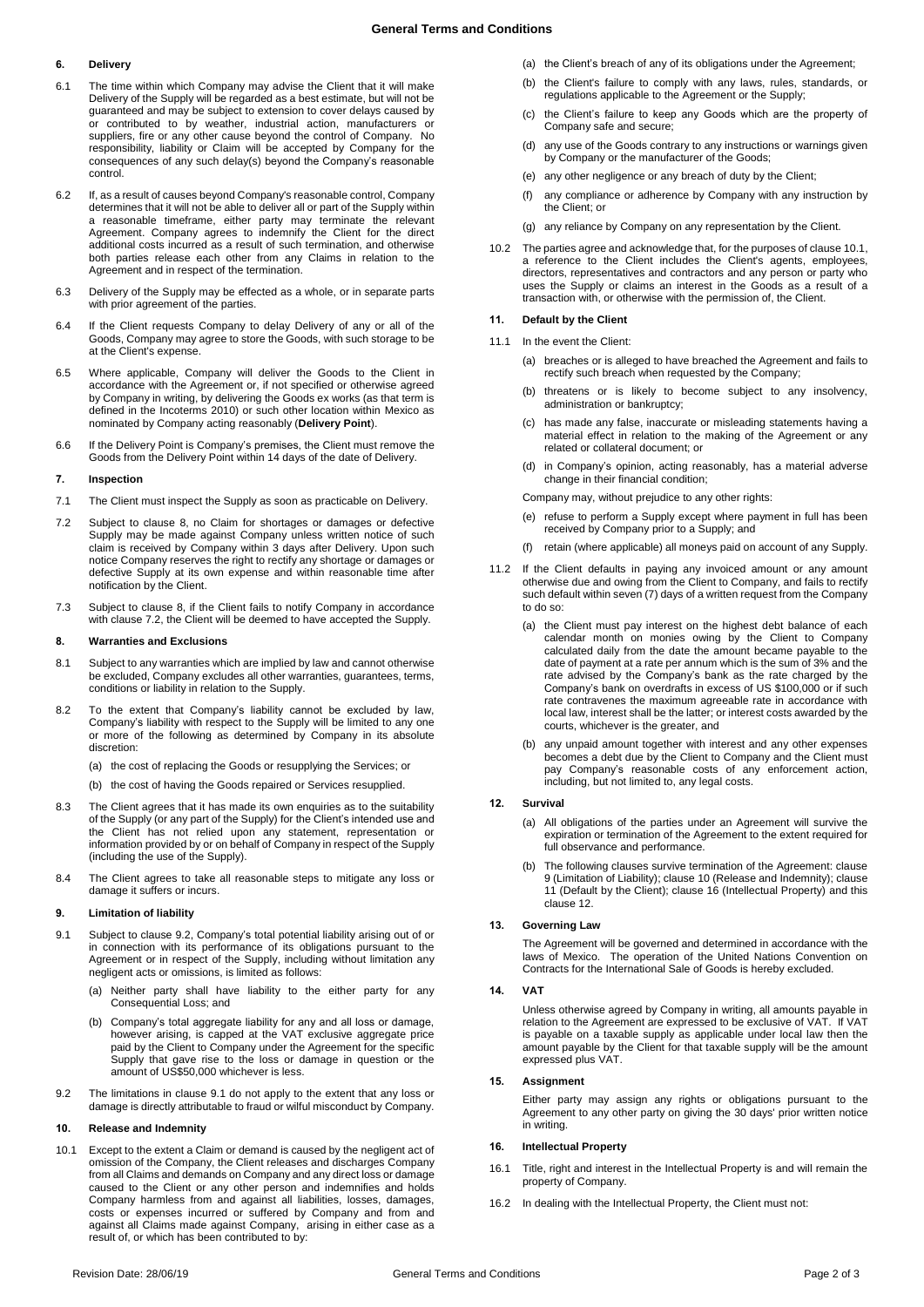## 6. Delivery

6.1 The time within which Company may advise the Client that it will make Delivery of the Supply will be regarded as a best estimate, but will not be guaranteed and may be subject to extension to cover delays caused by or contributed to by weather, industrial action, manufacturers or suppliers, fire or any other cause beyond the control of Company. No responsibility, liability or Claim will be accepted by Company for the consequences of any such delay(s) beyond the Company's reasonable control.

6.2 If, as a result of causes beyond Company's reasonable control, Company determines that it will not be able to deliver all or part of the Supply within a reasonable timeframe, either party may terminate the relevant Agreement. Company agrees to indemnify the Client for the direct additional costs incurred as a result of such termination, and otherwise both parties release each other from any Claims in relation to the Agreement and in respect of the termination.

6.3 Delivery of the Supply may be effected as a whole, or in separate parts with prior agreement of the parties.

6.4 If the Client requests Company to delay Delivery of any or all of the Goods, Company may agree to store the Goods, with such storage to be at the Client's expense.

6.5 Where applicable, Company will deliver the Goods to the Client in accordance with the Agreement or, if not specified or otherwise agreed by Company in writing, by delivering the Goods ex works (as that term is defined in the Incoterms 2010) or such other location within Mexico as nominated by Company acting reasonably (**Delivery Point**).

6.6 If the Delivery Point is Company's premises, the Client must remove the Goods from the Delivery Point within 14 days of the date of Delivery.

## 7. Inspection

7.1 The Client must inspect the Supply as soon as practicable on Delivery.

7.2 Subject to clause 8, no Claim for shortages or damages or defective Supply may be made against Company unless written notice of such claim is received by Company within 3 days after Delivery. Upon such notice Company reserves the right to rectify any shortage or damages or defective Supply at its own expense and within reasonable time after notification by the Client.

7.3 Subject to clause 8, if the Client fails to notify Company in accordance with clause 7.2, the Client will be deemed to have accepted the Supply.

## 8. Warranties and Exclusions

8.1 Subject to any warranties which are implied by law and cannot otherwise be excluded, Company excludes all other warranties, guarantees, terms, conditions or liability in relation to the Supply.

8.2 To the extent that Company's liability cannot be excluded by law, Company's liability with respect to the Supply will be limited to any one or more of the following as determined by Company in its absolute discretion:

(a) the cost of replacing the Goods or resupplying the Services; or

(b) the cost of having the Goods repaired or Services resupplied.

8.3 The Client agrees that it has made its own enquiries as to the suitability of the Supply (or any part of the Supply) for the Client's intended use and the Client has not relied upon any statement, representation or information provided by or on behalf of Company in respect of the Supply (including the use of the Supply).

8.4 The Client agrees to take all reasonable steps to mitigate any loss or damage it suffers or incurs.

## 9. Limitation of liability

9.1 Subject to clause 9.2, Company's total potential liability arising out of or in connection with its performance of its obligations pursuant to the Agreement or in respect of the Supply, including without limitation any negligent acts or omissions, is limited as follows:

(a) Neither party shall have liability to the either party for any Consequential Loss; and

(b) Company's total aggregate liability for any and all loss or damage, however arising, is capped at the VAT exclusive aggregate price paid by the Client to Company under the Agreement for the specific Supply that gave rise to the loss or damage in question or the amount of US$50,000 whichever is less.

9.2 The limitations in clause 9.1 do not apply to the extent that any loss or damage is directly attributable to fraud or wilful misconduct by Company.

## 10. Release and Indemnity

10.1 Except to the extent a Claim or demand is caused by the negligent act of omission of the Company, the Client releases and discharges Company from all Claims and demands on Company and any direct loss or damage caused to the Client or any other person and indemnifies and holds Company harmless from and against all liabilities, losses, damages, costs or expenses incurred or suffered by Company and from and against all Claims made against Company, arising in either case as a result of, or which has been contributed to by:

(a) the Client's breach of any of its obligations under the Agreement;

(b) the Client's failure to comply with any laws, rules, standards, or regulations applicable to the Agreement or the Supply;

(c) the Client's failure to keep any Goods which are the property of Company safe and secure;

(d) any use of the Goods contrary to any instructions or warnings given by Company or the manufacturer of the Goods;

(e) any other negligence or any breach of duty by the Client;

(f) any compliance or adherence by Company with any instruction by the Client; or

(g) any reliance by Company on any representation by the Client.

10.2 The parties agree and acknowledge that, for the purposes of clause 10.1, a reference to the Client includes the Client's agents, employees, directors, representatives and contractors and any person or party who uses the Supply or claims an interest in the Goods as a result of a transaction with, or otherwise with the permission of, the Client.

## 11. Default by the Client

11.1 In the event the Client:

(a) breaches or is alleged to have breached the Agreement and fails to rectify such breach when requested by the Company;

(b) threatens or is likely to become subject to any insolvency, administration or bankruptcy;

(c) has made any false, inaccurate or misleading statements having a material effect in relation to the making of the Agreement or any related or collateral document; or

(d) in Company's opinion, acting reasonably, has a material adverse change in their financial condition;

Company may, without prejudice to any other rights:

(e) refuse to perform a Supply except where payment in full has been received by Company prior to a Supply; and

(f) retain (where applicable) all moneys paid on account of any Supply.

11.2 If the Client defaults in paying any invoiced amount or any amount otherwise due and owing from the Client to Company, and fails to rectify such default within seven (7) days of a written request from the Company to do so:

(a) the Client must pay interest on the highest debt balance of each calendar month on monies owing by the Client to Company calculated daily from the date the amount became payable to the date of payment at a rate per annum which is the sum of 3% and the rate advised by the Company's bank as the rate charged by the Company's bank on overdrafts in excess of US $100,000 or if such rate contravenes the maximum agreeable rate in accordance with local law, interest shall be the latter; or interest costs awarded by the courts, whichever is the greater, and

(b) any unpaid amount together with interest and any other expenses becomes a debt due by the Client to Company and the Client must pay Company's reasonable costs of any enforcement action, including, but not limited to, any legal costs.

## 12. Survival

(a) All obligations of the parties under an Agreement will survive the expiration or termination of the Agreement to the extent required for full observance and performance.

(b) The following clauses survive termination of the Agreement: clause 9 (Limitation of Liability); clause 10 (Release and Indemnity); clause 11 (Default by the Client); clause 16 (Intellectual Property) and this clause 12.

## 13. Governing Law

The Agreement will be governed and determined in accordance with the laws of Mexico. The operation of the United Nations Convention on Contracts for the International Sale of Goods is hereby excluded.

## 14. VAT

Unless otherwise agreed by Company in writing, all amounts payable in relation to the Agreement are expressed to be exclusive of VAT. If VAT is payable on a taxable supply as applicable under local law then the amount payable by the Client for that taxable supply will be the amount expressed plus VAT.

## 15. Assignment

Either party may assign any rights or obligations pursuant to the Agreement to any other party on giving the 30 days' prior written notice in writing.

## 16. Intellectual Property

16.1 Title, right and interest in the Intellectual Property is and will remain the property of Company.

16.2 In dealing with the Intellectual Property, the Client must not: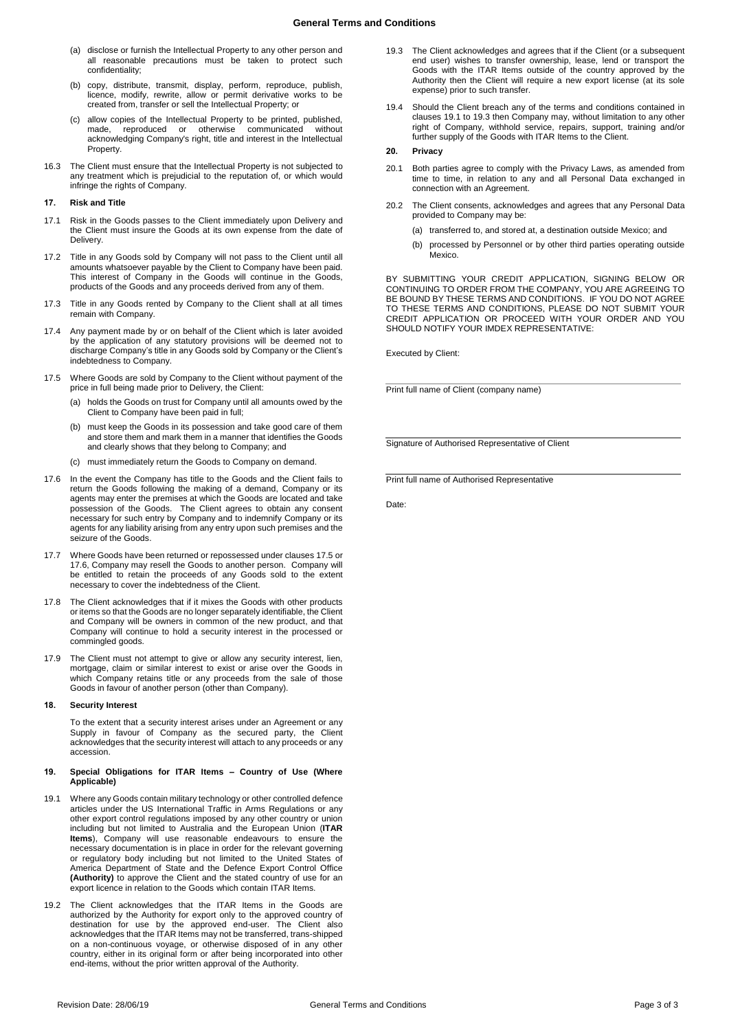(a) disclose or furnish the Intellectual Property to any other person and all reasonable precautions must be taken to protect such confidentiality;

(b) copy, distribute, transmit, display, perform, reproduce, publish, licence, modify, rewrite, allow or permit derivative works to be created from, transfer or sell the Intellectual Property; or

(c) allow copies of the Intellectual Property to be printed, published, made, reproduced or otherwise communicated without acknowledging Company's right, title and interest in the Intellectual Property.

16.3 The Client must ensure that the Intellectual Property is not subjected to any treatment which is prejudicial to the reputation of, or which would infringe the rights of Company.

**17. Risk and Title**

17.1 Risk in the Goods passes to the Client immediately upon Delivery and the Client must insure the Goods at its own expense from the date of Delivery.

17.2 Title in any Goods sold by Company will not pass to the Client until all amounts whatsoever payable by the Client to Company have been paid. This interest of Company in the Goods will continue in the Goods, products of the Goods and any proceeds derived from any of them.

17.3 Title in any Goods rented by Company to the Client shall at all times remain with Company.

17.4 Any payment made by or on behalf of the Client which is later avoided by the application of any statutory provisions will be deemed not to discharge Company's title in any Goods sold by Company or the Client's indebtedness to Company.

17.5 Where Goods are sold by Company to the Client without payment of the price in full being made prior to Delivery, the Client:

(a) holds the Goods on trust for Company until all amounts owed by the Client to Company have been paid in full;

(b) must keep the Goods in its possession and take good care of them and store them and mark them in a manner that identifies the Goods and clearly shows that they belong to Company; and

(c) must immediately return the Goods to Company on demand.

17.6 In the event the Company has title to the Goods and the Client fails to return the Goods following the making of a demand, Company or its agents may enter the premises at which the Goods are located and take possession of the Goods. The Client agrees to obtain any consent necessary for such entry by Company and to indemnify Company or its agents for any liability arising from any entry upon such premises and the seizure of the Goods.

17.7 Where Goods have been returned or repossessed under clauses 17.5 or 17.6, Company may resell the Goods to another person. Company will be entitled to retain the proceeds of any Goods sold to the extent necessary to cover the indebtedness of the Client.

17.8 The Client acknowledges that if it mixes the Goods with other products or items so that the Goods are no longer separately identifiable, the Client and Company will be owners in common of the new product, and that Company will continue to hold a security interest in the processed or commingled goods.

17.9 The Client must not attempt to give or allow any security interest, lien, mortgage, claim or similar interest to exist or arise over the Goods in which Company retains title or any proceeds from the sale of those Goods in favour of another person (other than Company).

**18. Security Interest**

To the extent that a security interest arises under an Agreement or any Supply in favour of Company as the secured party, the Client acknowledges that the security interest will attach to any proceeds or any accession.

**19. Special Obligations for ITAR Items – Country of Use (Where Applicable)**

19.1 Where any Goods contain military technology or other controlled defence articles under the US International Traffic in Arms Regulations or any other export control regulations imposed by any other country or union including but not limited to Australia and the European Union (**ITAR Items**), Company will use reasonable endeavours to ensure the necessary documentation is in place in order for the relevant governing or regulatory body including but not limited to the United States of America Department of State and the Defence Export Control Office **(Authority)** to approve the Client and the stated country of use for an export licence in relation to the Goods which contain ITAR Items.

19.2 The Client acknowledges that the ITAR Items in the Goods are authorized by the Authority for export only to the approved country of destination for use by the approved end-user. The Client also acknowledges that the ITAR Items may not be transferred, trans-shipped on a non-continuous voyage, or otherwise disposed of in any other country, either in its original form or after being incorporated into other end-items, without the prior written approval of the Authority.

19.3 The Client acknowledges and agrees that if the Client (or a subsequent end user) wishes to transfer ownership, lease, lend or transport the Goods with the ITAR Items outside of the country approved by the Authority then the Client will require a new export license (at its sole expense) prior to such transfer.

19.4 Should the Client breach any of the terms and conditions contained in clauses 19.1 to 19.3 then Company may, without limitation to any other right of Company, withhold service, repairs, support, training and/or further supply of the Goods with ITAR Items to the Client.

**20. Privacy**

20.1 Both parties agree to comply with the Privacy Laws, as amended from time to time, in relation to any and all Personal Data exchanged in connection with an Agreement.

20.2 The Client consents, acknowledges and agrees that any Personal Data provided to Company may be:

(a) transferred to, and stored at, a destination outside Mexico; and

(b) processed by Personnel or by other third parties operating outside Mexico.

BY SUBMITTING YOUR CREDIT APPLICATION, SIGNING BELOW OR CONTINUING TO ORDER FROM THE COMPANY, YOU ARE AGREEING TO BE BOUND BY THESE TERMS AND CONDITIONS. IF YOU DO NOT AGREE TO THESE TERMS AND CONDITIONS, PLEASE DO NOT SUBMIT YOUR CREDIT APPLICATION OR PROCEED WITH YOUR ORDER AND YOU SHOULD NOTIFY YOUR IMDEX REPRESENTATIVE:

Executed by Client:

Print full name of Client (company name)

Signature of Authorised Representative of Client

Print full name of Authorised Representative

Date: